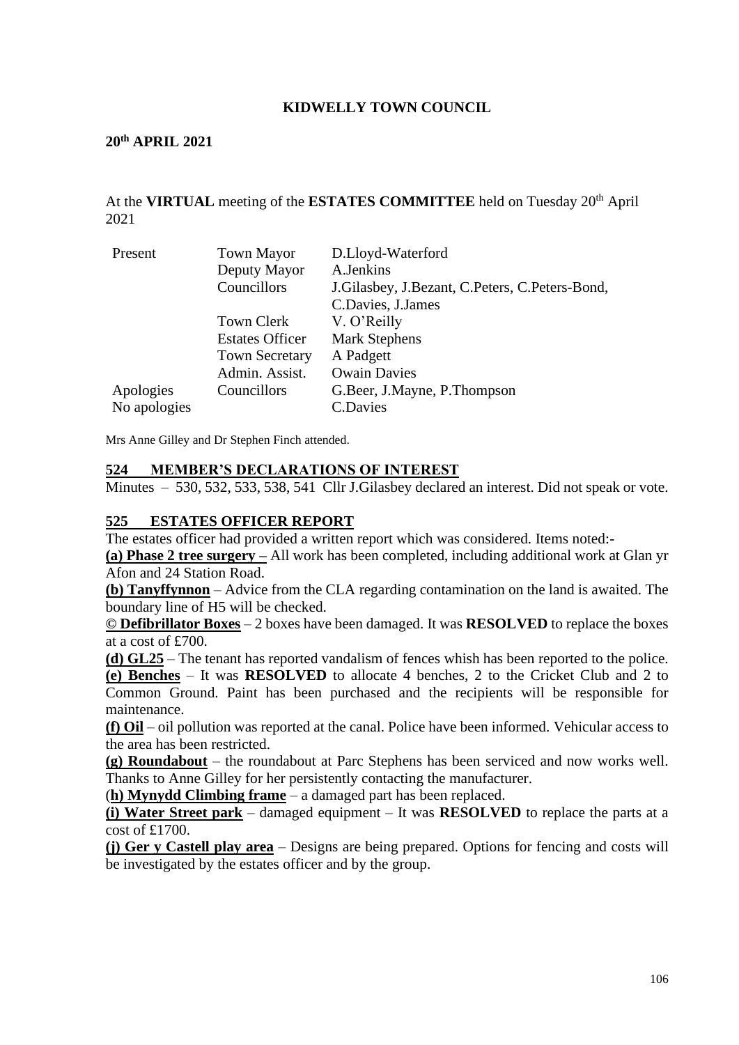**KIDWELLY TOWN COUNCIL**

**20th APRIL 2021**

At the **VIRTUAL** meeting of the **ESTATES COMMITTEE** held on Tuesday 20th April 2021

| | | |
|---|---|---|
| Present | Town Mayor | D.Lloyd-Waterford |
| | Deputy Mayor | A.Jenkins |
| | Councillors | J.Gilasbey, J.Bezant, C.Peters, C.Peters-Bond, C.Davies, J.James |
| | Town Clerk | V. O'Reilly |
| | Estates Officer | Mark Stephens |
| | Town Secretary | A Padgett |
| | Admin. Assist. | Owain Davies |
| Apologies | Councillors | G.Beer, J.Mayne, P.Thompson |
| No apologies | | C.Davies |

Mrs Anne Gilley and Dr Stephen Finch attended.

## 524 MEMBER'S DECLARATIONS OF INTEREST

Minutes – 530, 532, 533, 538, 541 Cllr J.Gilasbey declared an interest. Did not speak or vote.

## 525 ESTATES OFFICER REPORT

The estates officer had provided a written report which was considered. Items noted:-

**(a) Phase 2 tree surgery –** All work has been completed, including additional work at Glan yr Afon and 24 Station Road.

**(b) Tanyffynnon** – Advice from the CLA regarding contamination on the land is awaited. The boundary line of H5 will be checked.

**© Defibrillator Boxes** – 2 boxes have been damaged. It was **RESOLVED** to replace the boxes at a cost of £700.

**(d) GL25** – The tenant has reported vandalism of fences whish has been reported to the police.

**(e) Benches** – It was **RESOLVED** to allocate 4 benches, 2 to the Cricket Club and 2 to Common Ground. Paint has been purchased and the recipients will be responsible for maintenance.

**(f) Oil** – oil pollution was reported at the canal. Police have been informed. Vehicular access to the area has been restricted.

**(g) Roundabout** – the roundabout at Parc Stephens has been serviced and now works well. Thanks to Anne Gilley for her persistently contacting the manufacturer.

(**h) Mynydd Climbing frame** – a damaged part has been replaced.

**(i) Water Street park** – damaged equipment – It was **RESOLVED** to replace the parts at a cost of £1700.

**(j) Ger y Castell play area** – Designs are being prepared. Options for fencing and costs will be investigated by the estates officer and by the group.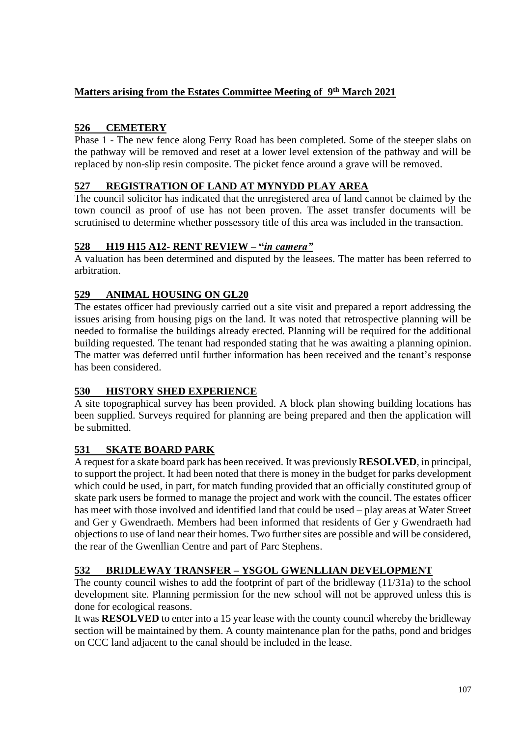## Matters arising from the Estates Committee Meeting of 9th March 2021

### 526 CEMETERY

Phase 1 - The new fence along Ferry Road has been completed. Some of the steeper slabs on the pathway will be removed and reset at a lower level extension of the pathway and will be replaced by non-slip resin composite. The picket fence around a grave will be removed.

### 527 REGISTRATION OF LAND AT MYNYDD PLAY AREA

The council solicitor has indicated that the unregistered area of land cannot be claimed by the town council as proof of use has not been proven. The asset transfer documents will be scrutinised to determine whether possessory title of this area was included in the transaction.

### 528 H19 H15 A12- RENT REVIEW – "*in camera*"

A valuation has been determined and disputed by the leasees. The matter has been referred to arbitration.

### 529 ANIMAL HOUSING ON GL20

The estates officer had previously carried out a site visit and prepared a report addressing the issues arising from housing pigs on the land. It was noted that retrospective planning will be needed to formalise the buildings already erected. Planning will be required for the additional building requested. The tenant had responded stating that he was awaiting a planning opinion. The matter was deferred until further information has been received and the tenant's response has been considered.

### 530 HISTORY SHED EXPERIENCE

A site topographical survey has been provided. A block plan showing building locations has been supplied. Surveys required for planning are being prepared and then the application will be submitted.

### 531 SKATE BOARD PARK

A request for a skate board park has been received. It was previously **RESOLVED**, in principal, to support the project. It had been noted that there is money in the budget for parks development which could be used, in part, for match funding provided that an officially constituted group of skate park users be formed to manage the project and work with the council. The estates officer has meet with those involved and identified land that could be used – play areas at Water Street and Ger y Gwendraeth. Members had been informed that residents of Ger y Gwendraeth had objections to use of land near their homes. Two further sites are possible and will be considered, the rear of the Gwenllian Centre and part of Parc Stephens.

### 532 BRIDLEWAY TRANSFER – YSGOL GWENLLIAN DEVELOPMENT

The county council wishes to add the footprint of part of the bridleway (11/31a) to the school development site. Planning permission for the new school will not be approved unless this is done for ecological reasons.

It was **RESOLVED** to enter into a 15 year lease with the county council whereby the bridleway section will be maintained by them. A county maintenance plan for the paths, pond and bridges on CCC land adjacent to the canal should be included in the lease.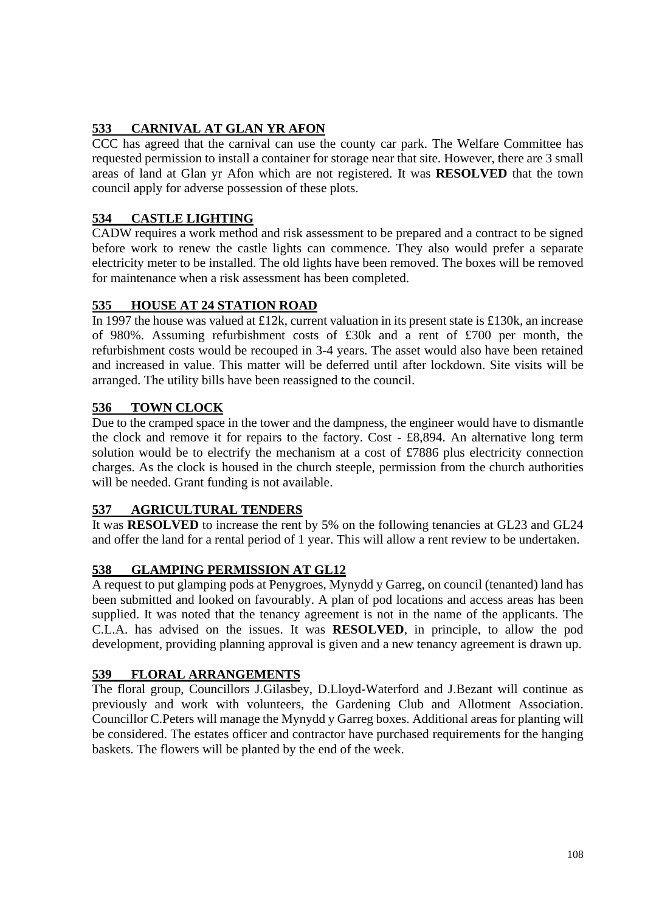## 533 CARNIVAL AT GLAN YR AFON

CCC has agreed that the carnival can use the county car park. The Welfare Committee has requested permission to install a container for storage near that site. However, there are 3 small areas of land at Glan yr Afon which are not registered. It was **RESOLVED** that the town council apply for adverse possession of these plots.

## 534 CASTLE LIGHTING

CADW requires a work method and risk assessment to be prepared and a contract to be signed before work to renew the castle lights can commence. They also would prefer a separate electricity meter to be installed. The old lights have been removed. The boxes will be removed for maintenance when a risk assessment has been completed.

## 535 HOUSE AT 24 STATION ROAD

In 1997 the house was valued at £12k, current valuation in its present state is £130k, an increase of 980%. Assuming refurbishment costs of £30k and a rent of £700 per month, the refurbishment costs would be recouped in 3-4 years. The asset would also have been retained and increased in value. This matter will be deferred until after lockdown. Site visits will be arranged. The utility bills have been reassigned to the council.

## 536 TOWN CLOCK

Due to the cramped space in the tower and the dampness, the engineer would have to dismantle the clock and remove it for repairs to the factory. Cost - £8,894. An alternative long term solution would be to electrify the mechanism at a cost of £7886 plus electricity connection charges. As the clock is housed in the church steeple, permission from the church authorities will be needed. Grant funding is not available.

## 537 AGRICULTURAL TENDERS

It was **RESOLVED** to increase the rent by 5% on the following tenancies at GL23 and GL24 and offer the land for a rental period of 1 year. This will allow a rent review to be undertaken.

## 538 GLAMPING PERMISSION AT GL12

A request to put glamping pods at Penygroes, Mynydd y Garreg, on council (tenanted) land has been submitted and looked on favourably. A plan of pod locations and access areas has been supplied. It was noted that the tenancy agreement is not in the name of the applicants. The C.L.A. has advised on the issues. It was **RESOLVED**, in principle, to allow the pod development, providing planning approval is given and a new tenancy agreement is drawn up.

## 539 FLORAL ARRANGEMENTS

The floral group, Councillors J.Gilasbey, D.Lloyd-Waterford and J.Bezant will continue as previously and work with volunteers, the Gardening Club and Allotment Association. Councillor C.Peters will manage the Mynydd y Garreg boxes. Additional areas for planting will be considered. The estates officer and contractor have purchased requirements for the hanging baskets. The flowers will be planted by the end of the week.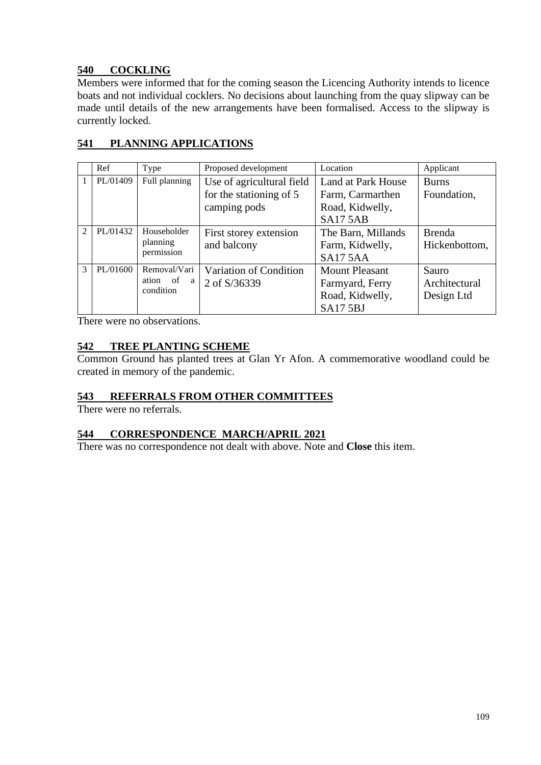## 540 COCKLING

Members were informed that for the coming season the Licencing Authority intends to licence boats and not individual cocklers. No decisions about launching from the quay slipway can be made until details of the new arrangements have been formalised. Access to the slipway is currently locked.

## 541 PLANNING APPLICATIONS

| | Ref | Type | Proposed development | Location | Applicant |
|---|---|---|---|---|---|
| 1 | PL/01409 | Full planning | Use of agricultural field for the stationing of 5 camping pods | Land at Park House Farm, Carmarthen Road, Kidwelly, SA17 5AB | Burns Foundation, |
| 2 | PL/01432 | Householder planning permission | First storey extension and balcony | The Barn, Millands Farm, Kidwelly, SA17 5AA | Brenda Hickenbottom, |
| 3 | PL/01600 | Removal/Variation of a condition | Variation of Condition 2 of S/36339 | Mount Pleasant Farmyard, Ferry Road, Kidwelly, SA17 5BJ | Sauro Architectural Design Ltd |

There were no observations.

## 542 TREE PLANTING SCHEME

Common Ground has planted trees at Glan Yr Afon. A commemorative woodland could be created in memory of the pandemic.

## 543 REFERRALS FROM OTHER COMMITTEES

There were no referrals.

## 544 CORRESPONDENCE MARCH/APRIL 2021

There was no correspondence not dealt with above. Note and **Close** this item.